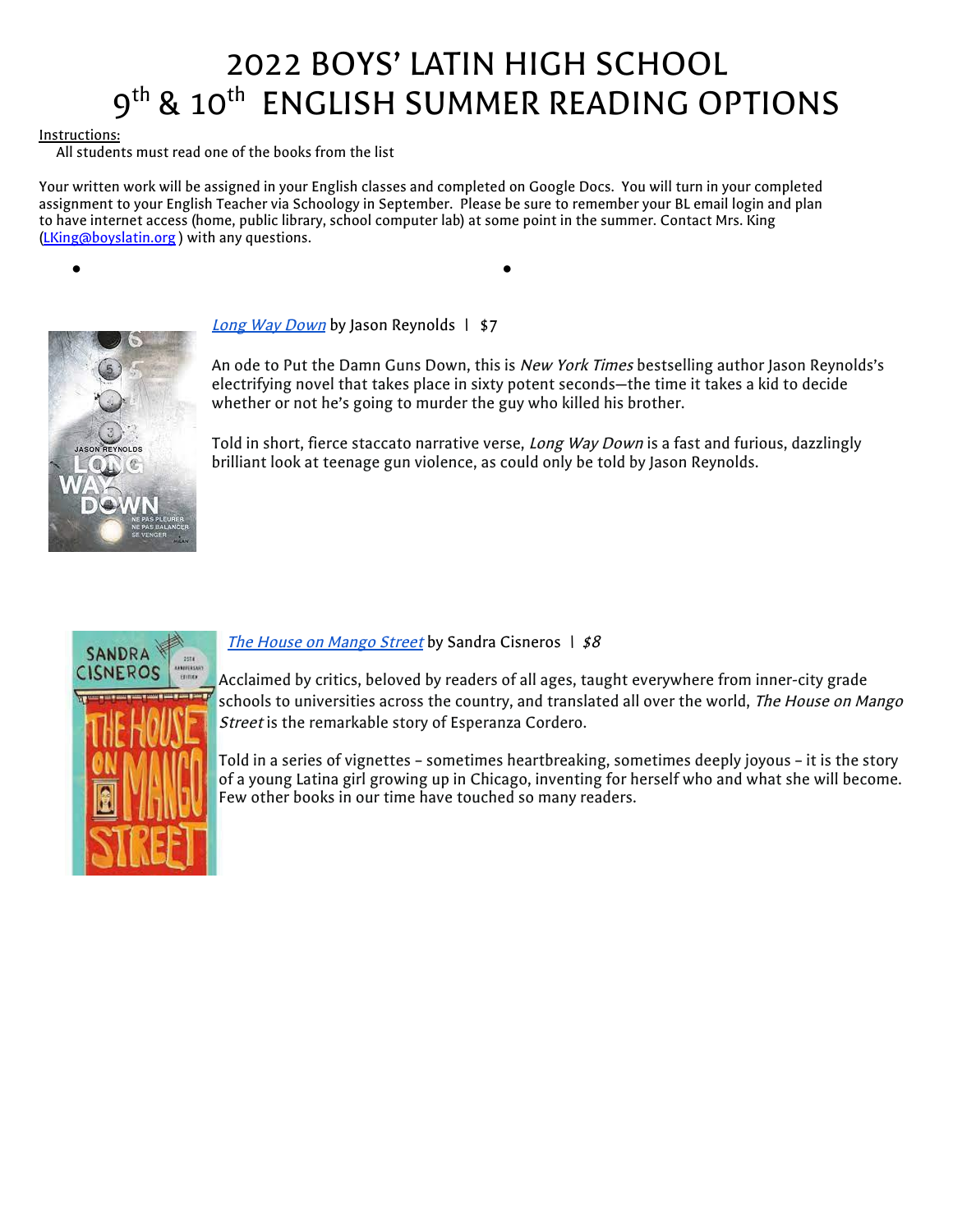# 2022 BOYS' LATIN HIGH SCHOOL 9th & 10th ENGLISH SUMMER READING OPTIONS

Instructions:

All students must read one of the books from the list

Your written work will be assigned in your English classes and completed on Google Docs. You will turn in your completed assignment to your English Teacher via Schoology in September. Please be sure to remember your BL email login and plan to have internet access (home, public library, school computer lab) at some point in the summer. Contact Mrs. King (LKing@boyslatin.org) with any questions.

*Long Way Down* by Jason Reynolds | $7

An ode to Put the Damn Guns Down, this is *New York Times* bestselling author Jason Reynolds's electrifying novel that takes place in sixty potent seconds—the time it takes a kid to decide whether or not he's going to murder the guy who killed his brother.

Told in short, fierce staccato narrative verse, *Long Way Down* is a fast and furious, dazzlingly brilliant look at teenage gun violence, as could only be told by Jason Reynolds.

*The House on Mango Street* by Sandra Cisneros | *$8*

Acclaimed by critics, beloved by readers of all ages, taught everywhere from inner-city grade schools to universities across the country, and translated all over the world, *The House on Mango Street* is the remarkable story of Esperanza Cordero.

Told in a series of vignettes – sometimes heartbreaking, sometimes deeply joyous – it is the story of a young Latina girl growing up in Chicago, inventing for herself who and what she will become. Few other books in our time have touched so many readers.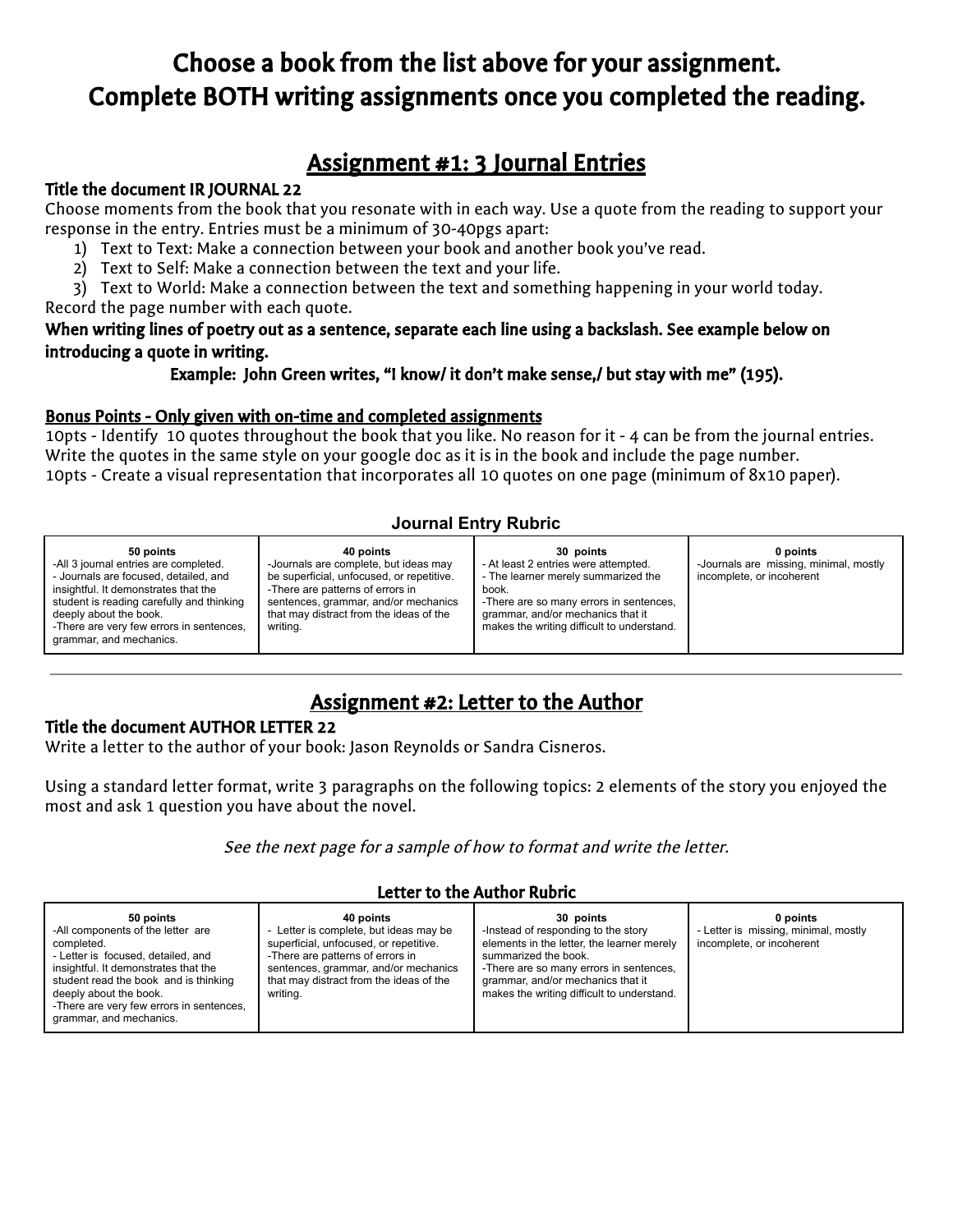# Choose a book from the list above for your assignment.
# Complete BOTH writing assignments once you completed the reading.

## Assignment #1: 3 Journal Entries

### Title the document IR JOURNAL 22

Choose moments from the book that you resonate with in each way. Use a quote from the reading to support your response in the entry. Entries must be a minimum of 30-40pgs apart:

1) Text to Text: Make a connection between your book and another book you've read.
2) Text to Self: Make a connection between the text and your life.
3) Text to World: Make a connection between the text and something happening in your world today.

Record the page number with each quote.

**When writing lines of poetry out as a sentence, separate each line using a backslash. See example below on introducing a quote in writing.**

**Example: John Green writes, "I know/ it don't make sense,/ but stay with me" (195).**

**Bonus Points - Only given with on-time and completed assignments**

10pts - Identify 10 quotes throughout the book that you like. No reason for it - 4 can be from the journal entries. Write the quotes in the same style on your google doc as it is in the book and include the page number.
10pts - Create a visual representation that incorporates all 10 quotes on one page (minimum of 8x10 paper).

**Journal Entry Rubric**

| 50 points | 40 points | 30 points | 0 points |
|---|---|---|---|
| -All 3 journal entries are completed.<br>- Journals are focused, detailed, and insightful. It demonstrates that the student is reading carefully and thinking deeply about the book.<br>-There are very few errors in sentences, grammar, and mechanics. | -Journals are complete, but ideas may be superficial, unfocused, or repetitive.<br>-There are patterns of errors in sentences, grammar, and/or mechanics that may distract from the ideas of the writing. | - At least 2 entries were attempted.<br>- The learner merely summarized the book.<br>-There are so many errors in sentences, grammar, and/or mechanics that it makes the writing difficult to understand. | -Journals are missing, minimal, mostly incomplete, or incoherent |

---

## Assignment #2: Letter to the Author

### Title the document AUTHOR LETTER 22

Write a letter to the author of your book: Jason Reynolds or Sandra Cisneros.

Using a standard letter format, write 3 paragraphs on the following topics: 2 elements of the story you enjoyed the most and ask 1 question you have about the novel.

*See the next page for a sample of how to format and write the letter.*

**Letter to the Author Rubric**

| 50 points | 40 points | 30 points | 0 points |
|---|---|---|---|
| -All components of the letter are completed.<br>- Letter is focused, detailed, and insightful. It demonstrates that the student read the book and is thinking deeply about the book.<br>-There are very few errors in sentences, grammar, and mechanics. | - Letter is complete, but ideas may be superficial, unfocused, or repetitive.<br>-There are patterns of errors in sentences, grammar, and/or mechanics that may distract from the ideas of the writing. | -Instead of responding to the story elements in the letter, the learner merely summarized the book.<br>-There are so many errors in sentences, grammar, and/or mechanics that it makes the writing difficult to understand. | - Letter is missing, minimal, mostly incomplete, or incoherent |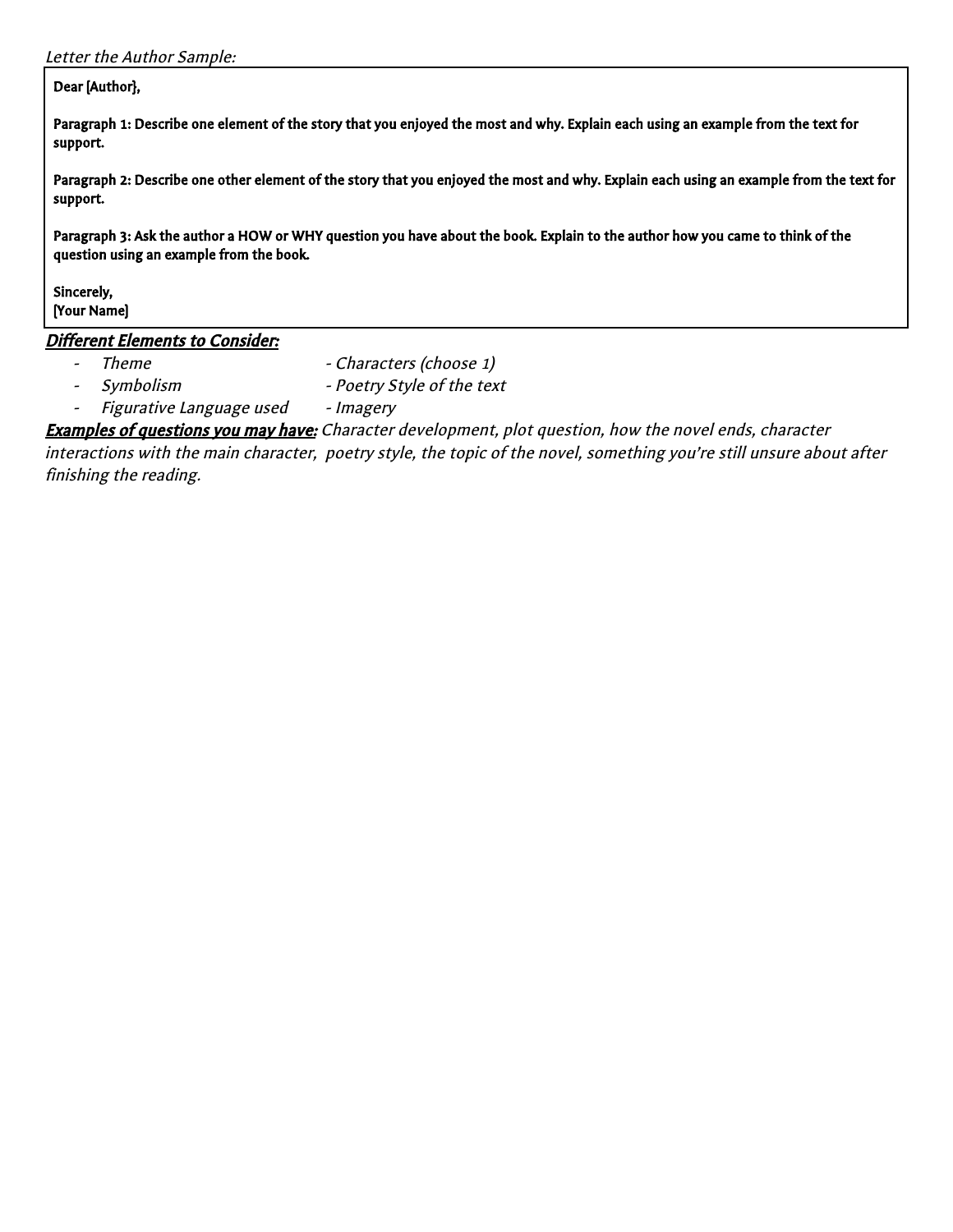*Letter the Author Sample:*

**Dear {Author},**

**Paragraph 1: Describe one element of the story that you enjoyed the most and why. Explain each using an example from the text for support.**

**Paragraph 2: Describe one other element of the story that you enjoyed the most and why. Explain each using an example from the text for support.**

**Paragraph 3: Ask the author a HOW or WHY question you have about the book. Explain to the author how you came to think of the question using an example from the book.**

**Sincerely,**
**{Your Name}**

***Different Elements to Consider:***

- *Theme*
- *Symbolism*
- *Figurative Language used*
- *Characters (choose 1)*
- *Poetry Style of the text*
- *Imagery*

***Examples of questions you may have:*** *Character development, plot question, how the novel ends, character interactions with the main character, poetry style, the topic of the novel, something you're still unsure about after finishing the reading.*